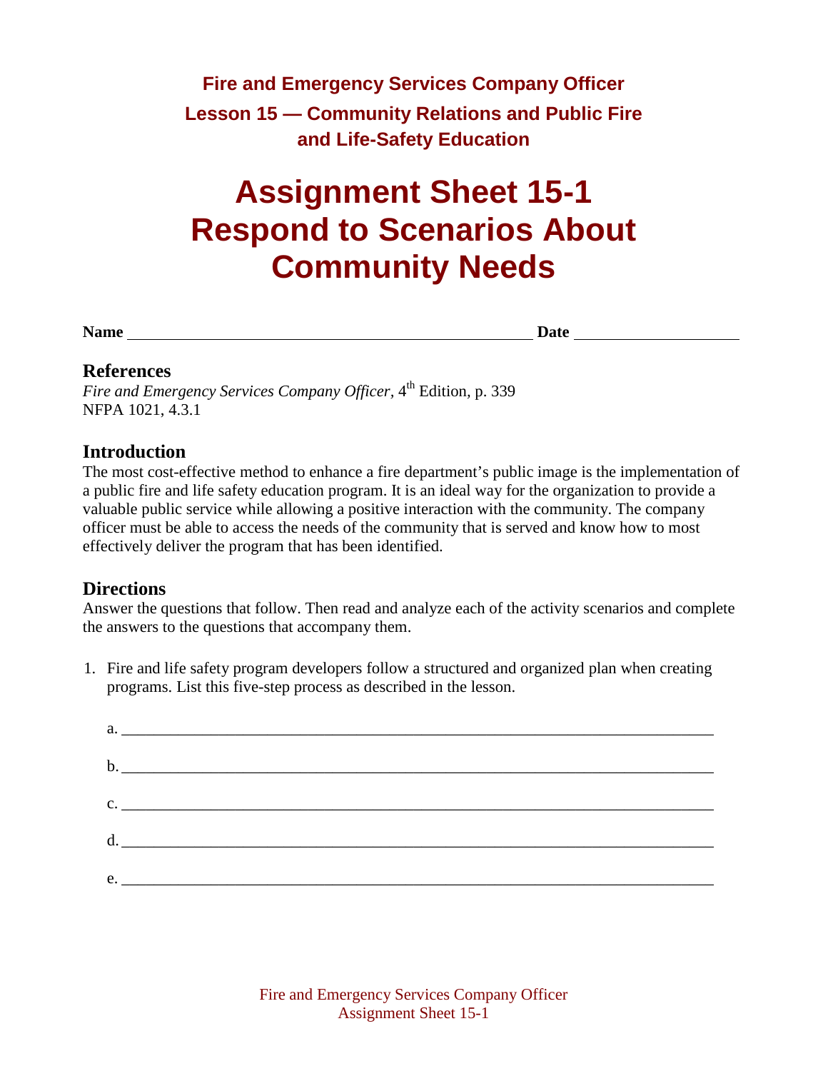# Fire and Emergency Services Company Officer

## Lesson 15 — Community Relations and Public Fire and Life-Safety Education

# Assignment Sheet 15-1
# Respond to Scenarios About Community Needs

**Name** ________________________________________________ **Date** ____________________

## References

*Fire and Emergency Services Company Officer*, 4th Edition, p. 339
NFPA 1021, 4.3.1

## Introduction

The most cost-effective method to enhance a fire department's public image is the implementation of a public fire and life safety education program. It is an ideal way for the organization to provide a valuable public service while allowing a positive interaction with the community. The company officer must be able to access the needs of the community that is served and know how to most effectively deliver the program that has been identified.

## Directions

Answer the questions that follow. Then read and analyze each of the activity scenarios and complete the answers to the questions that accompany them.

1. Fire and life safety program developers follow a structured and organized plan when creating programs. List this five-step process as described in the lesson.

   a. ______________________________________________________________________

   b. ______________________________________________________________________

   c. ______________________________________________________________________

   d. ______________________________________________________________________

   e. ______________________________________________________________________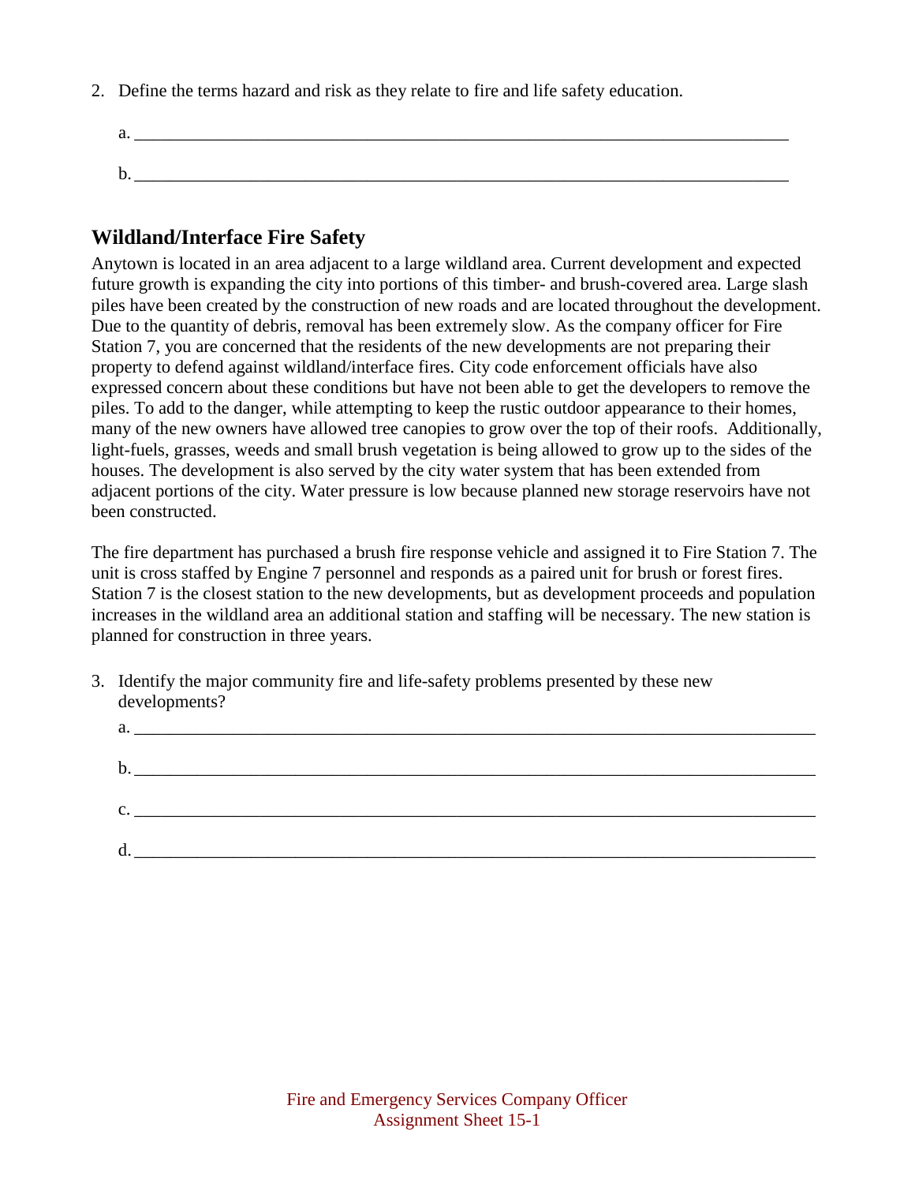2. Define the terms hazard and risk as they relate to fire and life safety education.

   a. ___________________________________________________________________________

   b. ___________________________________________________________________________

## Wildland/Interface Fire Safety

Anytown is located in an area adjacent to a large wildland area. Current development and expected future growth is expanding the city into portions of this timber- and brush-covered area. Large slash piles have been created by the construction of new roads and are located throughout the development. Due to the quantity of debris, removal has been extremely slow. As the company officer for Fire Station 7, you are concerned that the residents of the new developments are not preparing their property to defend against wildland/interface fires. City code enforcement officials have also expressed concern about these conditions but have not been able to get the developers to remove the piles. To add to the danger, while attempting to keep the rustic outdoor appearance to their homes, many of the new owners have allowed tree canopies to grow over the top of their roofs. Additionally, light-fuels, grasses, weeds and small brush vegetation is being allowed to grow up to the sides of the houses. The development is also served by the city water system that has been extended from adjacent portions of the city. Water pressure is low because planned new storage reservoirs have not been constructed.

The fire department has purchased a brush fire response vehicle and assigned it to Fire Station 7. The unit is cross staffed by Engine 7 personnel and responds as a paired unit for brush or forest fires. Station 7 is the closest station to the new developments, but as development proceeds and population increases in the wildland area an additional station and staffing will be necessary. The new station is planned for construction in three years.

3. Identify the major community fire and life-safety problems presented by these new developments?

   a. ___________________________________________________________________________

   b. ___________________________________________________________________________

   c. ___________________________________________________________________________

   d. ___________________________________________________________________________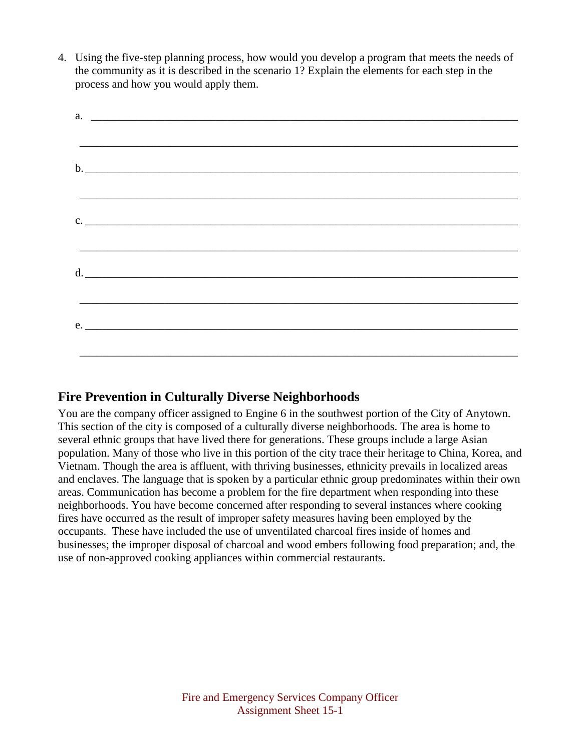4. Using the five-step planning process, how would you develop a program that meets the needs of the community as it is described in the scenario 1? Explain the elements for each step in the process and how you would apply them.

   a. ________________________________________________________________________________

   ________________________________________________________________________________

   b. ________________________________________________________________________________

   ________________________________________________________________________________

   c. ________________________________________________________________________________

   ________________________________________________________________________________

   d. ________________________________________________________________________________

   ________________________________________________________________________________

   e. ________________________________________________________________________________

   ________________________________________________________________________________

## Fire Prevention in Culturally Diverse Neighborhoods

You are the company officer assigned to Engine 6 in the southwest portion of the City of Anytown. This section of the city is composed of a culturally diverse neighborhoods. The area is home to several ethnic groups that have lived there for generations. These groups include a large Asian population. Many of those who live in this portion of the city trace their heritage to China, Korea, and Vietnam. Though the area is affluent, with thriving businesses, ethnicity prevails in localized areas and enclaves. The language that is spoken by a particular ethnic group predominates within their own areas. Communication has become a problem for the fire department when responding into these neighborhoods. You have become concerned after responding to several instances where cooking fires have occurred as the result of improper safety measures having been employed by the occupants. These have included the use of unventilated charcoal fires inside of homes and businesses; the improper disposal of charcoal and wood embers following food preparation; and, the use of non-approved cooking appliances within commercial restaurants.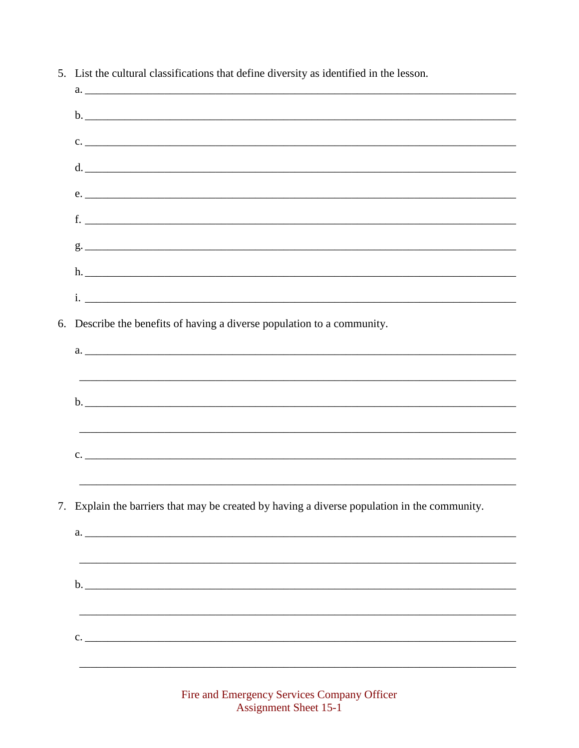5. List the cultural classifications that define diversity as identified in the lesson.

   a. ____________________________________________________________________________

   b. ____________________________________________________________________________

   c. ____________________________________________________________________________

   d. ____________________________________________________________________________

   e. ____________________________________________________________________________

   f. ____________________________________________________________________________

   g. ____________________________________________________________________________

   h. ____________________________________________________________________________

   i. ____________________________________________________________________________

6. Describe the benefits of having a diverse population to a community.

   a. ____________________________________________________________________________

   ______________________________________________________________________________

   b. ____________________________________________________________________________

   ______________________________________________________________________________

   c. ____________________________________________________________________________

   ______________________________________________________________________________

7. Explain the barriers that may be created by having a diverse population in the community.

   a. ____________________________________________________________________________

   ______________________________________________________________________________

   b. ____________________________________________________________________________

   ______________________________________________________________________________

   c. ____________________________________________________________________________

   ______________________________________________________________________________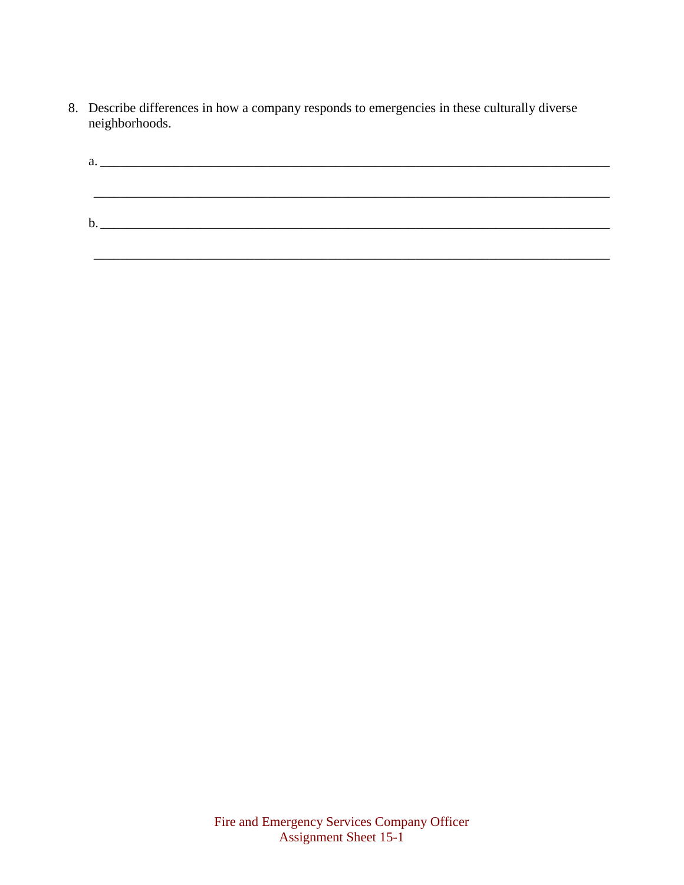8. Describe differences in how a company responds to emergencies in these culturally diverse neighborhoods.

   a. ______________________________________________________________________________

   ______________________________________________________________________________

   b. ______________________________________________________________________________

   ______________________________________________________________________________